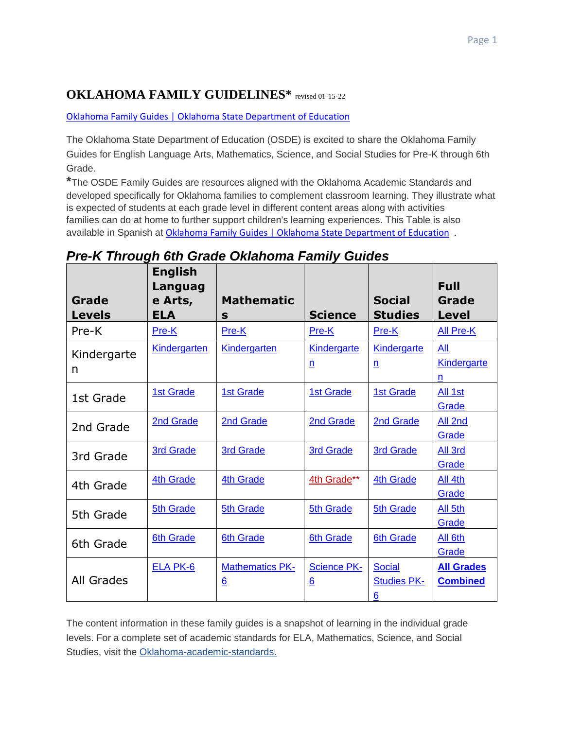# OKLAHOMA FAMILY GUIDELINES* revised 01-15-22

[Oklahoma Family Guides | Oklahoma State Department of Education]

The Oklahoma State Department of Education (OSDE) is excited to share the Oklahoma Family Guides for English Language Arts, Mathematics, Science, and Social Studies for Pre-K through 6th Grade.

*The OSDE Family Guides are resources aligned with the Oklahoma Academic Standards and developed specifically for Oklahoma families to complement classroom learning. They illustrate what is expected of students at each grade level in different content areas along with activities families can do at home to further support children's learning experiences. This Table is also available in Spanish at Oklahoma Family Guides | Oklahoma State Department of Education .

## *Pre-K Through 6th Grade Oklahoma Family Guides*

| Grade Levels | English Language Arts, ELA | Mathematics | Science | Social Studies | Full Grade Level |
|---|---|---|---|---|---|
| Pre-K | Pre-K | Pre-K | Pre-K | Pre-K | All Pre-K |
| Kindergarten | Kindergarten | Kindergarten | Kindergarten | Kindergarten | All Kindergarten |
| 1st Grade | 1st Grade | 1st Grade | 1st Grade | 1st Grade | All 1st Grade |
| 2nd Grade | 2nd Grade | 2nd Grade | 2nd Grade | 2nd Grade | All 2nd Grade |
| 3rd Grade | 3rd Grade | 3rd Grade | 3rd Grade | 3rd Grade | All 3rd Grade |
| 4th Grade | 4th Grade | 4th Grade | 4th Grade** | 4th Grade | All 4th Grade |
| 5th Grade | 5th Grade | 5th Grade | 5th Grade | 5th Grade | All 5th Grade |
| 6th Grade | 6th Grade | 6th Grade | 6th Grade | 6th Grade | All 6th Grade |
| All Grades | ELA PK-6 | Mathematics PK-6 | Science PK-6 | Social Studies PK-6 | **All Grades Combined** |

The content information in these family guides is a snapshot of learning in the individual grade levels. For a complete set of academic standards for ELA, Mathematics, Science, and Social Studies, visit the Oklahoma-academic-standards.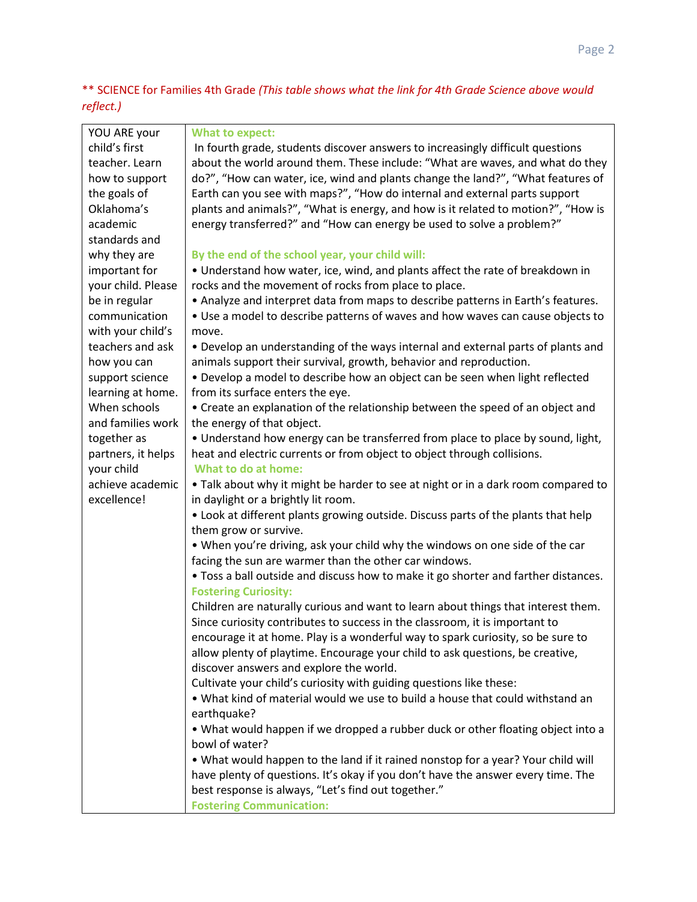** SCIENCE for Families 4th Grade *(This table shows what the link for 4th Grade Science above would reflect.)*

| | |
|---|---|
| YOU ARE your child's first teacher. Learn how to support the goals of Oklahoma's academic standards and why they are important for your child. Please be in regular communication with your child's teachers and ask how you can support science learning at home. When schools and families work together as partners, it helps your child achieve academic excellence! | **What to expect:**<br>In fourth grade, students discover answers to increasingly difficult questions about the world around them. These include: "What are waves, and what do they do?", "How can water, ice, wind and plants change the land?", "What features of Earth can you see with maps?", "How do internal and external parts support plants and animals?", "What is energy, and how is it related to motion?", "How is energy transferred?" and "How can energy be used to solve a problem?"<br><br>**By the end of the school year, your child will:**<br>• Understand how water, ice, wind, and plants affect the rate of breakdown in rocks and the movement of rocks from place to place.<br>• Analyze and interpret data from maps to describe patterns in Earth's features.<br>• Use a model to describe patterns of waves and how waves can cause objects to move.<br>• Develop an understanding of the ways internal and external parts of plants and animals support their survival, growth, behavior and reproduction.<br>• Develop a model to describe how an object can be seen when light reflected from its surface enters the eye.<br>• Create an explanation of the relationship between the speed of an object and the energy of that object.<br>• Understand how energy can be transferred from place to place by sound, light, heat and electric currents or from object to object through collisions.<br>**What to do at home:**<br>• Talk about why it might be harder to see at night or in a dark room compared to in daylight or a brightly lit room.<br>• Look at different plants growing outside. Discuss parts of the plants that help them grow or survive.<br>• When you're driving, ask your child why the windows on one side of the car facing the sun are warmer than the other car windows.<br>• Toss a ball outside and discuss how to make it go shorter and farther distances.<br>**Fostering Curiosity:**<br>Children are naturally curious and want to learn about things that interest them. Since curiosity contributes to success in the classroom, it is important to encourage it at home. Play is a wonderful way to spark curiosity, so be sure to allow plenty of playtime. Encourage your child to ask questions, be creative, discover answers and explore the world.<br>Cultivate your child's curiosity with guiding questions like these:<br>• What kind of material would we use to build a house that could withstand an earthquake?<br>• What would happen if we dropped a rubber duck or other floating object into a bowl of water?<br>• What would happen to the land if it rained nonstop for a year? Your child will have plenty of questions. It's okay if you don't have the answer every time. The best response is always, "Let's find out together."<br>**Fostering Communication:** |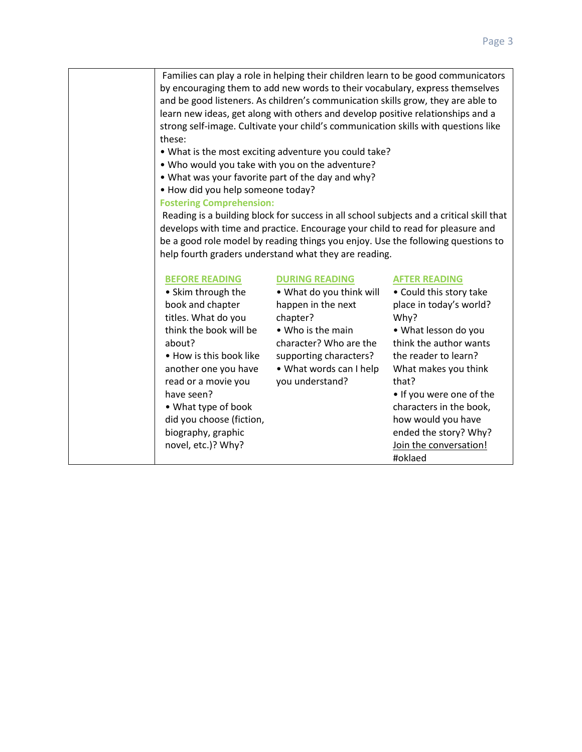Families can play a role in helping their children learn to be good communicators by encouraging them to add new words to their vocabulary, express themselves and be good listeners. As children's communication skills grow, they are able to learn new ideas, get along with others and develop positive relationships and a strong self-image. Cultivate your child's communication skills with questions like these:

- What is the most exciting adventure you could take?
- Who would you take with you on the adventure?
- What was your favorite part of the day and why?
- How did you help someone today?

**Fostering Comprehension:**

Reading is a building block for success in all school subjects and a critical skill that develops with time and practice. Encourage your child to read for pleasure and be a good role model by reading things you enjoy. Use the following questions to help fourth graders understand what they are reading.

**BEFORE READING**

- Skim through the book and chapter titles. What do you think the book will be about?
- How is this book like another one you have read or a movie you have seen?
- What type of book did you choose (fiction, biography, graphic novel, etc.)? Why?

**DURING READING**

- What do you think will happen in the next chapter?
- Who is the main character? Who are the supporting characters?
- What words can I help you understand?

**AFTER READING**

- Could this story take place in today's world? Why?
- What lesson do you think the author wants the reader to learn? What makes you think that?
- If you were one of the characters in the book, how would you have ended the story? Why?

Join the conversation! #oklaed